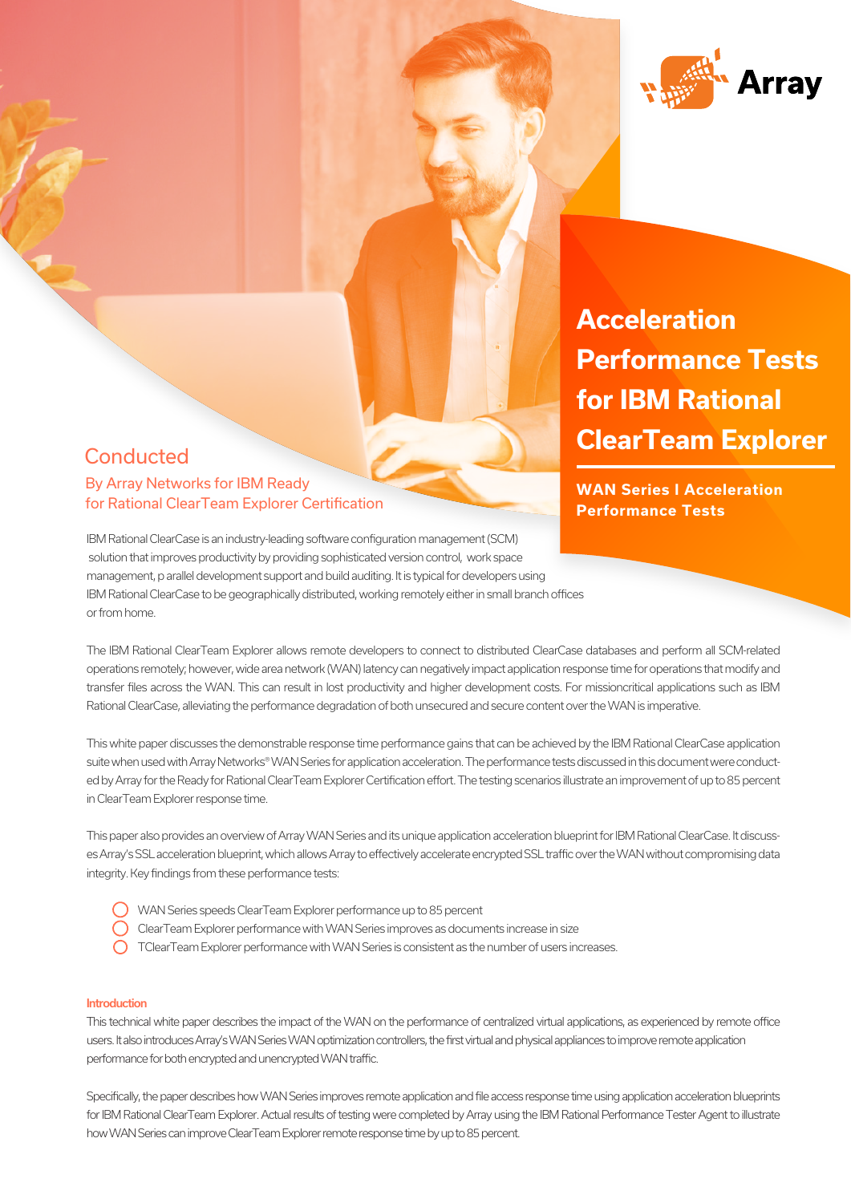# Acceleration Performance Tests for IBM Rational ClearTeam Explorer

**WAN Series I Acceleration Performance Tests**

## Conducted

By Array Networks for IBM Ready for Rational ClearTeam Explorer Certification

IBM Rational ClearCase is an industry-leading software configuration management (SCM) solution that improves productivity by providing sophisticated version control, work space management, p arallel development support and build auditing. It is typical for developers using IBM Rational ClearCase to be geographically distributed, working remotely either in small branch offices or from home.

The IBM Rational ClearTeam Explorer allows remote developers to connect to distributed ClearCase databases and perform all SCM-related operations remotely; however, wide area network (WAN) latency can negatively impact application response time for operations that modify and transfer files across the WAN. This can result in lost productivity and higher development costs. For missioncritical applications such as IBM Rational ClearCase, alleviating the performance degradation of both unsecured and secure content over the WAN is imperative.

This white paper discusses the demonstrable response time performance gains that can be achieved by the IBM Rational ClearCase application suite when used with Array Networks® WAN Series for application acceleration. The performance tests discussed in this document were conducted by Array for the Ready for Rational ClearTeam Explorer Certification effort. The testing scenarios illustrate an improvement of up to 85 percent in ClearTeam Explorer response time.

This paper also provides an overview of Array WAN Series and its unique application acceleration blueprint for IBM Rational ClearCase. It discusses Array's SSL acceleration blueprint, which allows Array to effectively accelerate encrypted SSL traffic over the WAN without compromising data integrity. Key findings from these performance tests:

- WAN Series speeds ClearTeam Explorer performance up to 85 percent
- ClearTeam Explorer performance with WAN Series improves as documents increase in size
- TClearTeam Explorer performance with WAN Series is consistent as the number of users increases.

### Introduction

This technical white paper describes the impact of the WAN on the performance of centralized virtual applications, as experienced by remote office users. It also introduces Array's WAN Series WAN optimization controllers, the first virtual and physical appliances to improve remote application performance for both encrypted and unencrypted WAN traffic.

Specifically, the paper describes how WAN Series improves remote application and file access response time using application acceleration blueprints for IBM Rational ClearTeam Explorer. Actual results of testing were completed by Array using the IBM Rational Performance Tester Agent to illustrate how WAN Series can improve ClearTeam Explorer remote response time by up to 85 percent.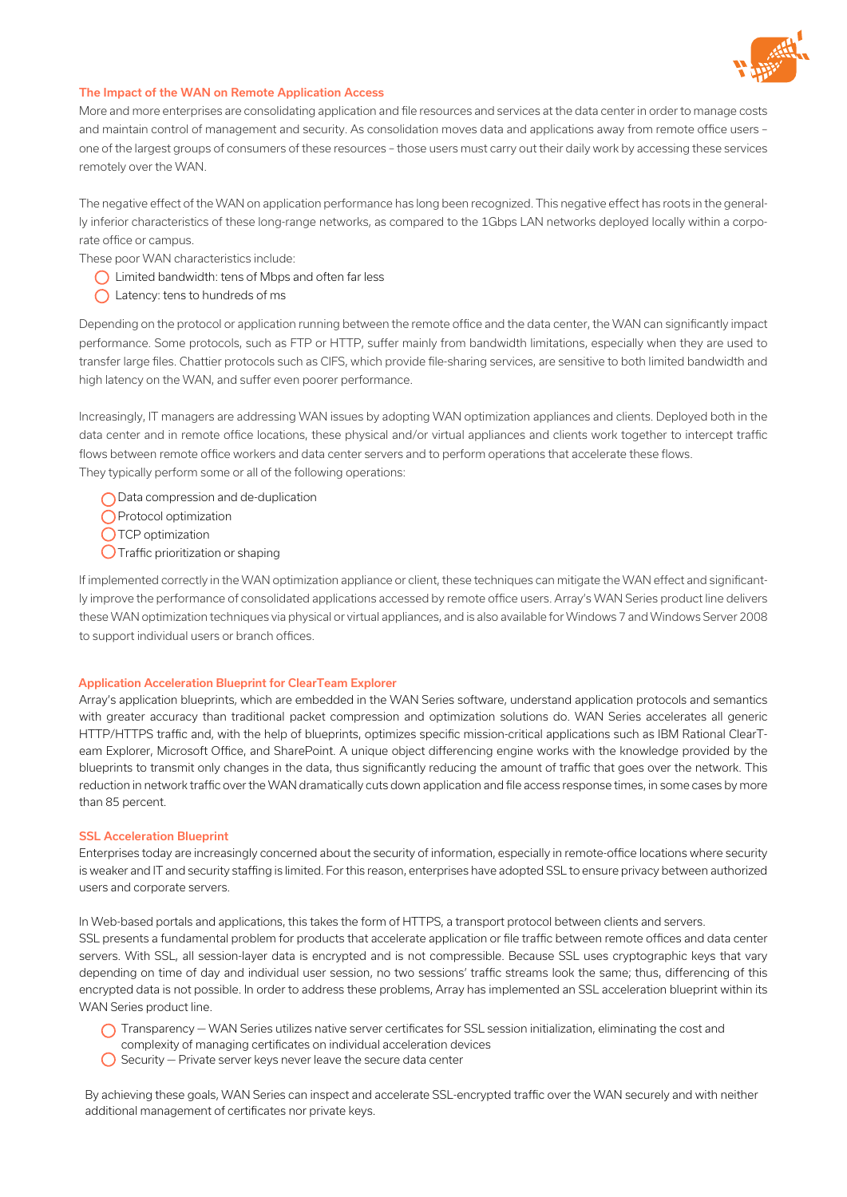## The Impact of the WAN on Remote Application Access

More and more enterprises are consolidating application and file resources and services at the data center in order to manage costs and maintain control of management and security. As consolidation moves data and applications away from remote office users – one of the largest groups of consumers of these resources – those users must carry out their daily work by accessing these services remotely over the WAN.

The negative effect of the WAN on application performance has long been recognized. This negative effect has roots in the generally inferior characteristics of these long-range networks, as compared to the 1Gbps LAN networks deployed locally within a corporate office or campus.

These poor WAN characteristics include:

- Limited bandwidth: tens of Mbps and often far less
- Latency: tens to hundreds of ms

Depending on the protocol or application running between the remote office and the data center, the WAN can significantly impact performance. Some protocols, such as FTP or HTTP, suffer mainly from bandwidth limitations, especially when they are used to transfer large files. Chattier protocols such as CIFS, which provide file-sharing services, are sensitive to both limited bandwidth and high latency on the WAN, and suffer even poorer performance.

Increasingly, IT managers are addressing WAN issues by adopting WAN optimization appliances and clients. Deployed both in the data center and in remote office locations, these physical and/or virtual appliances and clients work together to intercept traffic flows between remote office workers and data center servers and to perform operations that accelerate these flows.

They typically perform some or all of the following operations:

- Data compression and de-duplication
- Protocol optimization
- TCP optimization
- Traffic prioritization or shaping

If implemented correctly in the WAN optimization appliance or client, these techniques can mitigate the WAN effect and significantly improve the performance of consolidated applications accessed by remote office users. Array's WAN Series product line delivers these WAN optimization techniques via physical or virtual appliances, and is also available for Windows 7 and Windows Server 2008 to support individual users or branch offices.

## Application Acceleration Blueprint for ClearTeam Explorer

Array's application blueprints, which are embedded in the WAN Series software, understand application protocols and semantics with greater accuracy than traditional packet compression and optimization solutions do. WAN Series accelerates all generic HTTP/HTTPS traffic and, with the help of blueprints, optimizes specific mission-critical applications such as IBM Rational ClearTeam Explorer, Microsoft Office, and SharePoint. A unique object differencing engine works with the knowledge provided by the blueprints to transmit only changes in the data, thus significantly reducing the amount of traffic that goes over the network. This reduction in network traffic over the WAN dramatically cuts down application and file access response times, in some cases by more than 85 percent.

## SSL Acceleration Blueprint

Enterprises today are increasingly concerned about the security of information, especially in remote-office locations where security is weaker and IT and security staffing is limited. For this reason, enterprises have adopted SSL to ensure privacy between authorized users and corporate servers.

In Web-based portals and applications, this takes the form of HTTPS, a transport protocol between clients and servers.

SSL presents a fundamental problem for products that accelerate application or file traffic between remote offices and data center servers. With SSL, all session-layer data is encrypted and is not compressible. Because SSL uses cryptographic keys that vary depending on time of day and individual user session, no two sessions' traffic streams look the same; thus, differencing of this encrypted data is not possible. In order to address these problems, Array has implemented an SSL acceleration blueprint within its WAN Series product line.

- Transparency — WAN Series utilizes native server certificates for SSL session initialization, eliminating the cost and complexity of managing certificates on individual acceleration devices
- Security — Private server keys never leave the secure data center

By achieving these goals, WAN Series can inspect and accelerate SSL-encrypted traffic over the WAN securely and with neither additional management of certificates nor private keys.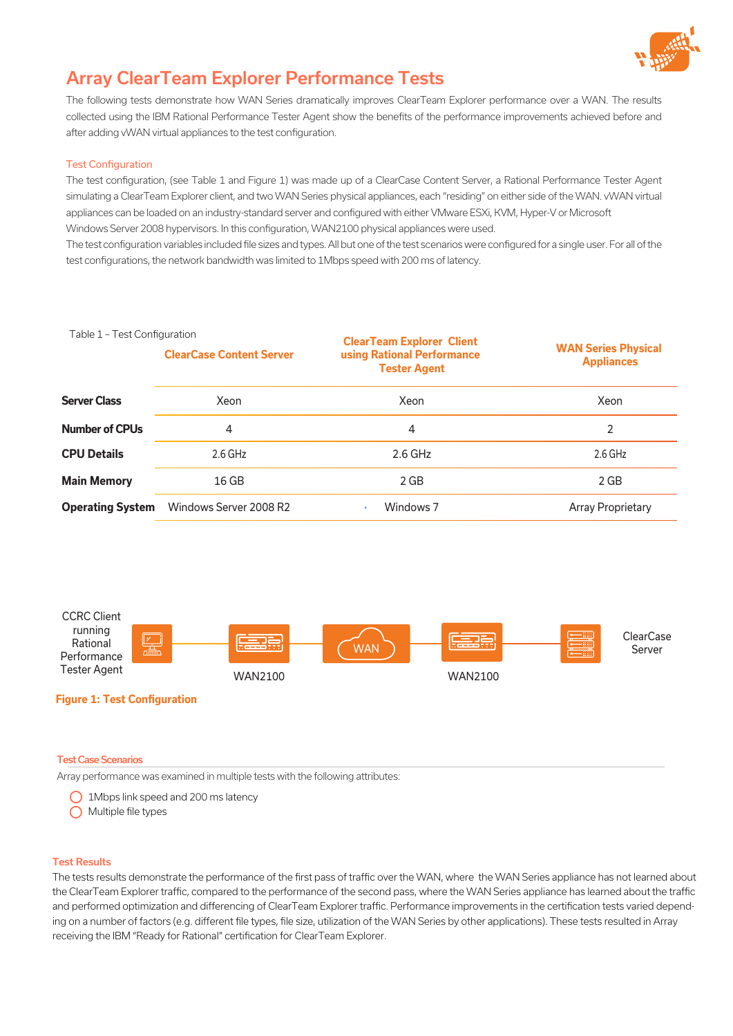# Array ClearTeam Explorer Performance Tests

The following tests demonstrate how WAN Series dramatically improves ClearTeam Explorer performance over a WAN. The results collected using the IBM Rational Performance Tester Agent show the benefits of the performance improvements achieved before and after adding vWAN virtual appliances to the test configuration.

## Test Configuration

The test configuration, (see Table 1 and Figure 1) was made up of a ClearCase Content Server, a Rational Performance Tester Agent simulating a ClearTeam Explorer client, and two WAN Series physical appliances, each "residing" on either side of the WAN. vWAN virtual appliances can be loaded on an industry-standard server and configured with either VMware ESXi, KVM, Hyper-V or Microsoft Windows Server 2008 hypervisors. In this configuration, WAN2100 physical appliances were used.

The test configuration variables included file sizes and types. All but one of the test scenarios were configured for a single user. For all of the test configurations, the network bandwidth was limited to 1Mbps speed with 200 ms of latency.

Table 1 – Test Configuration

| | ClearCase Content Server | ClearTeam Explorer Client using Rational Performance Tester Agent | WAN Series Physical Appliances |
|---|---|---|---|
| **Server Class** | Xeon | Xeon | Xeon |
| **Number of CPUs** | 4 | 4 | 2 |
| **CPU Details** | 2.6 GHz | 2.6 GHz | 2.6 GHz |
| **Main Memory** | 16 GB | 2 GB | 2 GB |
| **Operating System** | Windows Server 2008 R2 | Windows 7 | Array Proprietary |

CCRC Client running Rational Performance Tester Agent — WAN2100 — WAN — WAN2100 — ClearCase Server

**Figure 1: Test Configuration**

## Test Case Scenarios

Array performance was examined in multiple tests with the following attributes:

- 1Mbps link speed and 200 ms latency
- Multiple file types

## Test Results

The tests results demonstrate the performance of the first pass of traffic over the WAN, where the WAN Series appliance has not learned about the ClearTeam Explorer traffic, compared to the performance of the second pass, where the WAN Series appliance has learned about the traffic and performed optimization and differencing of ClearTeam Explorer traffic. Performance improvements in the certification tests varied depending on a number of factors (e.g. different file types, file size, utilization of the WAN Series by other applications). These tests resulted in Array receiving the IBM "Ready for Rational" certification for ClearTeam Explorer.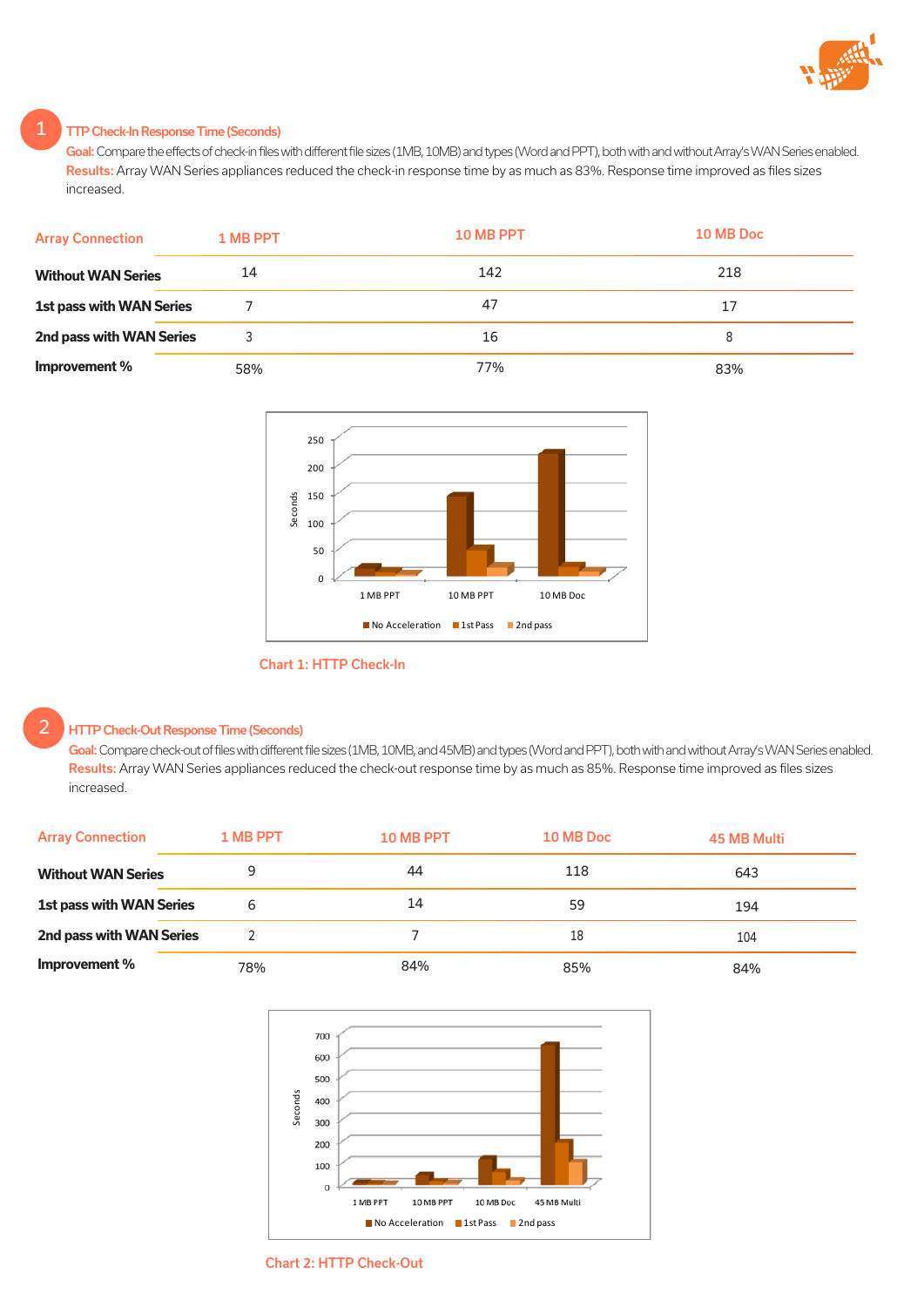## 1 TTP Check-In Response Time (Seconds)

**Goal:** Compare the effects of check-in files with different file sizes (1MB, 10MB) and types (Word and PPT), both with and without Array's WAN Series enabled.

**Results:** Array WAN Series appliances reduced the check-in response time by as much as 83%. Response time improved as files sizes increased.

| Array Connection | 1 MB PPT | 10 MB PPT | 10 MB Doc |
|---|---|---|---|
| **Without WAN Series** | 14 | 142 | 218 |
| **1st pass with WAN Series** | 7 | 47 | 17 |
| **2nd pass with WAN Series** | 3 | 16 | 8 |
| **Improvement %** | 58% | 77% | 83% |

Chart 1: HTTP Check-In

## 2 HTTP Check-Out Response Time (Seconds)

**Goal:** Compare check-out of files with different file sizes (1MB, 10MB, and 45MB) and types (Word and PPT), both with and without Array's WAN Series enabled.

**Results:** Array WAN Series appliances reduced the check-out response time by as much as 85%. Response time improved as files sizes increased.

| Array Connection | 1 MB PPT | 10 MB PPT | 10 MB Doc | 45 MB Multi |
|---|---|---|---|---|
| **Without WAN Series** | 9 | 44 | 118 | 643 |
| **1st pass with WAN Series** | 6 | 14 | 59 | 194 |
| **2nd pass with WAN Series** | 2 | 7 | 18 | 104 |
| **Improvement %** | 78% | 84% | 85% | 84% |

Chart 2: HTTP Check-Out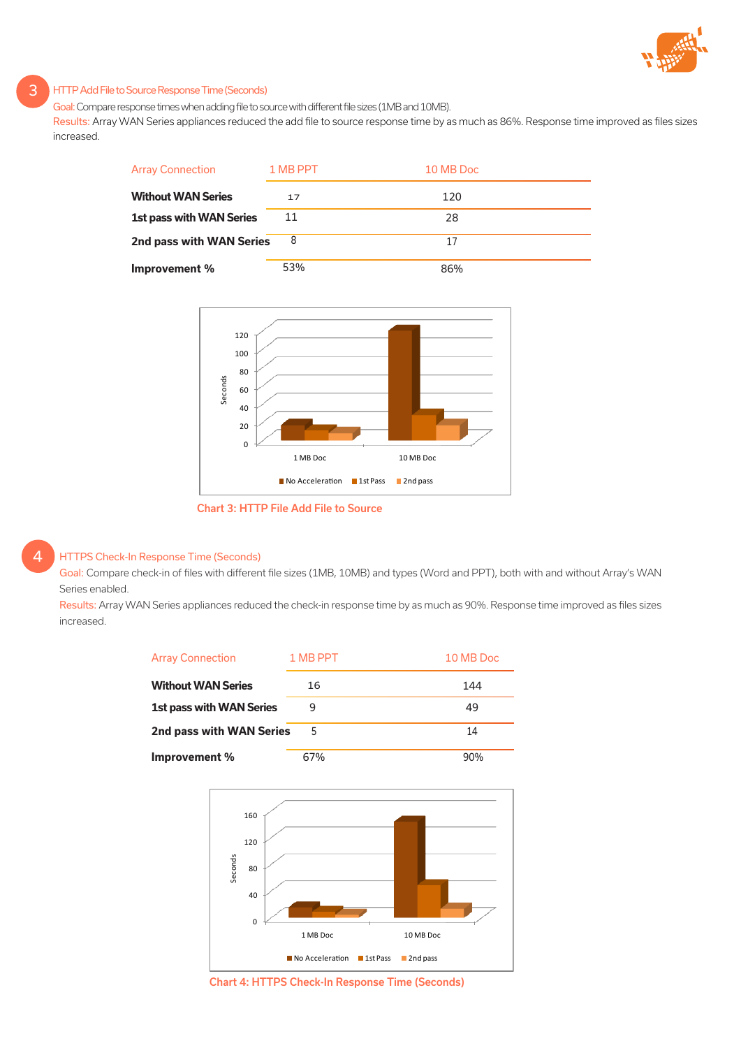## 3 HTTP Add File to Source Response Time (Seconds)

Goal: Compare response times when adding file to source with different file sizes (1MB and 10MB).

Results: Array WAN Series appliances reduced the add file to source response time by as much as 86%. Response time improved as files sizes increased.

| Array Connection | 1 MB PPT | 10 MB Doc |
| --- | --- | --- |
| **Without WAN Series** | 17 | 120 |
| **1st pass with WAN Series** | 11 | 28 |
| **2nd pass with WAN Series** | 8 | 17 |
| **Improvement %** | 53% | 86% |

Chart 3: HTTP File Add File to Source

## 4 HTTPS Check-In Response Time (Seconds)

Goal: Compare check-in of files with different file sizes (1MB, 10MB) and types (Word and PPT), both with and without Array's WAN Series enabled.

Results: Array WAN Series appliances reduced the check-in response time by as much as 90%. Response time improved as files sizes increased.

| Array Connection | 1 MB PPT | 10 MB Doc |
| --- | --- | --- |
| **Without WAN Series** | 16 | 144 |
| **1st pass with WAN Series** | 9 | 49 |
| **2nd pass with WAN Series** | 5 | 14 |
| **Improvement %** | 67% | 90% |

Chart 4: HTTPS Check-In Response Time (Seconds)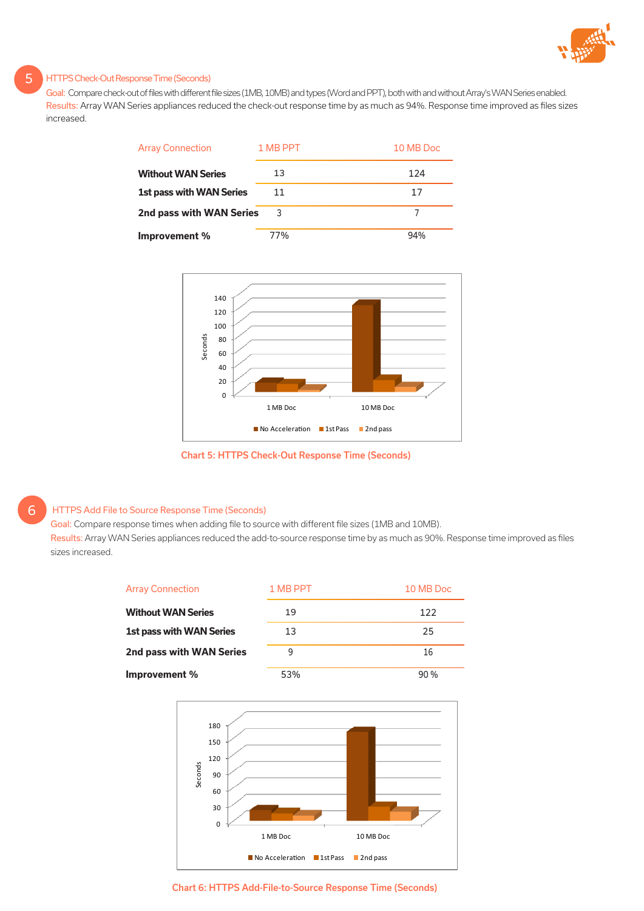## 5 HTTPS Check-Out Response Time (Seconds)

Goal: Compare check-out of files with different file sizes (1MB, 10MB) and types (Word and PPT), both with and without Array's WAN Series enabled.

Results: Array WAN Series appliances reduced the check-out response time by as much as 94%. Response time improved as files sizes increased.

| Array Connection | 1 MB PPT | 10 MB Doc |
|---|---|---|
| **Without WAN Series** | 13 | 124 |
| **1st pass with WAN Series** | 11 | 17 |
| **2nd pass with WAN Series** | 3 | 7 |
| **Improvement %** | 77% | 94% |

Chart 5: HTTPS Check-Out Response Time (Seconds)

## 6 HTTPS Add File to Source Response Time (Seconds)

Goal: Compare response times when adding file to source with different file sizes (1MB and 10MB).

Results: Array WAN Series appliances reduced the add-to-source response time by as much as 90%. Response time improved as files sizes increased.

| Array Connection | 1 MB PPT | 10 MB Doc |
|---|---|---|
| **Without WAN Series** | 19 | 122 |
| **1st pass with WAN Series** | 13 | 25 |
| **2nd pass with WAN Series** | 9 | 16 |
| **Improvement %** | 53% | 90 % |

Chart 6: HTTPS Add-File-to-Source Response Time (Seconds)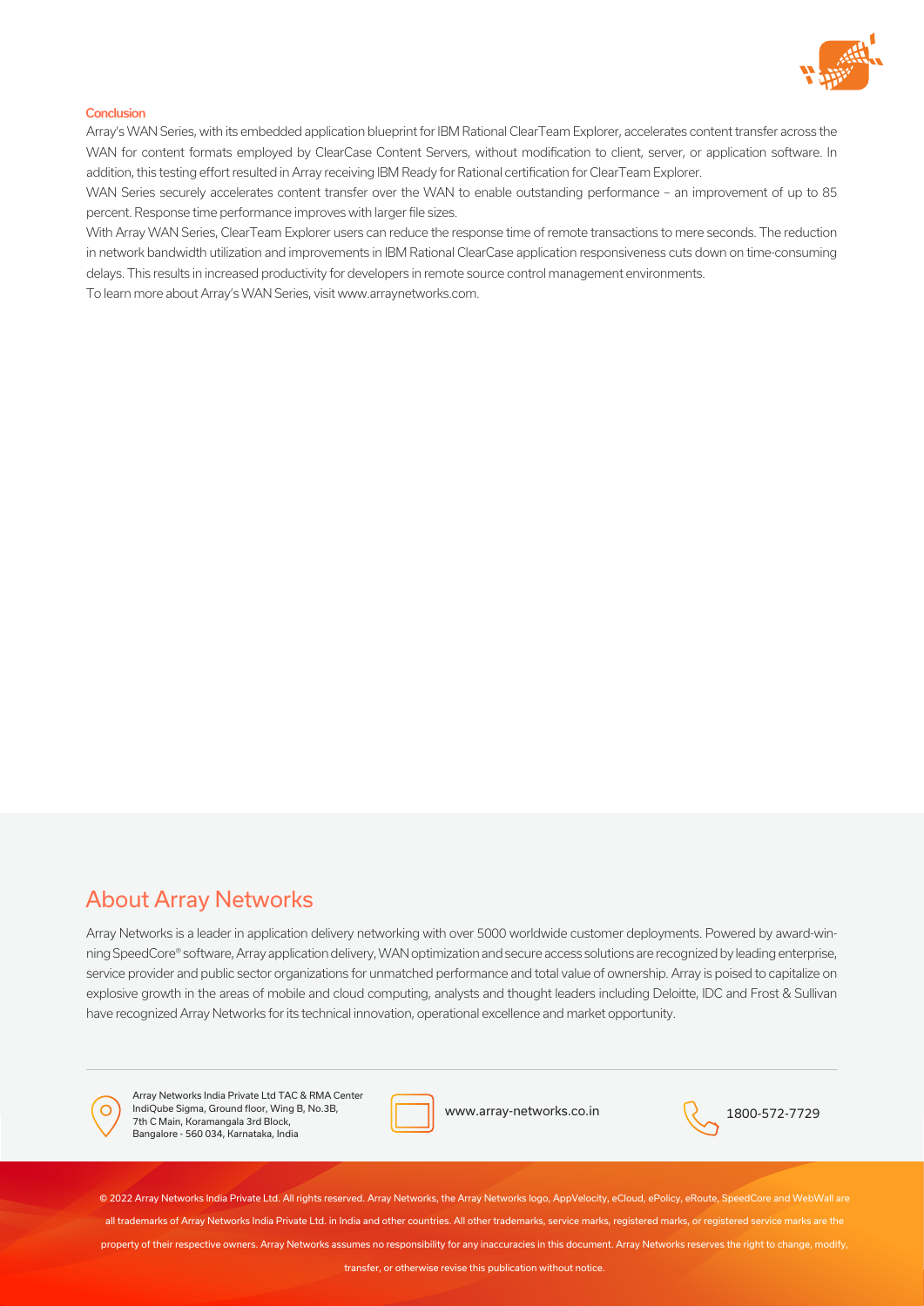### Conclusion

Array's WAN Series, with its embedded application blueprint for IBM Rational ClearTeam Explorer, accelerates content transfer across the WAN for content formats employed by ClearCase Content Servers, without modification to client, server, or application software. In addition, this testing effort resulted in Array receiving IBM Ready for Rational certification for ClearTeam Explorer.

WAN Series securely accelerates content transfer over the WAN to enable outstanding performance – an improvement of up to 85 percent. Response time performance improves with larger file sizes.

With Array WAN Series, ClearTeam Explorer users can reduce the response time of remote transactions to mere seconds. The reduction in network bandwidth utilization and improvements in IBM Rational ClearCase application responsiveness cuts down on time-consuming delays. This results in increased productivity for developers in remote source control management environments.

To learn more about Array's WAN Series, visit www.arraynetworks.com.

## About Array Networks

Array Networks is a leader in application delivery networking with over 5000 worldwide customer deployments. Powered by award-winning SpeedCore® software, Array application delivery, WAN optimization and secure access solutions are recognized by leading enterprise, service provider and public sector organizations for unmatched performance and total value of ownership. Array is poised to capitalize on explosive growth in the areas of mobile and cloud computing, analysts and thought leaders including Deloitte, IDC and Frost & Sullivan have recognized Array Networks for its technical innovation, operational excellence and market opportunity.

Array Networks India Private Ltd TAC & RMA Center
IndiQube Sigma, Ground floor, Wing B, No.3B,
7th C Main, Koramangala 3rd Block,
Bangalore - 560 034, Karnataka, India

www.array-networks.co.in

1800-572-7729

© 2022 Array Networks India Private Ltd. All rights reserved. Array Networks, the Array Networks logo, AppVelocity, eCloud, ePolicy, eRoute, SpeedCore and WebWall are all trademarks of Array Networks India Private Ltd. in India and other countries. All other trademarks, service marks, registered marks, or registered service marks are the property of their respective owners. Array Networks assumes no responsibility for any inaccuracies in this document. Array Networks reserves the right to change, modify, transfer, or otherwise revise this publication without notice.